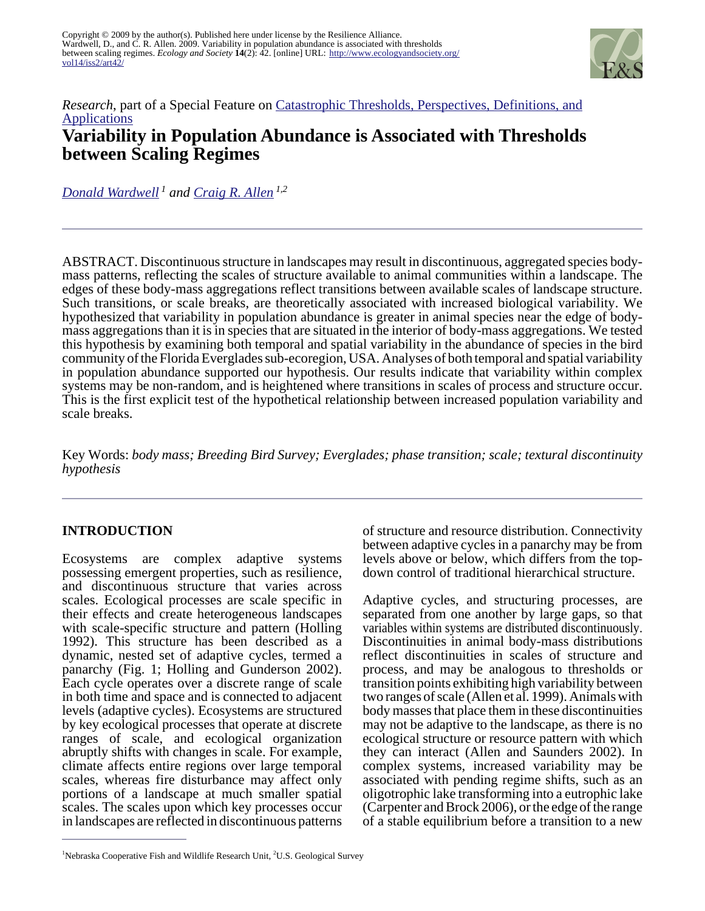Copyright © 2009 by the author(s). Published here under license by the Resilience Alliance.
Wardwell, D., and C. R. Allen. 2009. Variability in population abundance is associated with thresholds between scaling regimes. *Ecology and Society* **14**(2): 42. [online] URL: http://www.ecologyandsociety.org/vol14/iss2/art42/

*Research*, part of a Special Feature on Catastrophic Thresholds, Perspectives, Definitions, and Applications

# Variability in Population Abundance is Associated with Thresholds between Scaling Regimes

*Donald Wardwell* [1] *and Craig R. Allen* [1,2]

ABSTRACT. Discontinuous structure in landscapes may result in discontinuous, aggregated species body-mass patterns, reflecting the scales of structure available to animal communities within a landscape. The edges of these body-mass aggregations reflect transitions between available scales of landscape structure. Such transitions, or scale breaks, are theoretically associated with increased biological variability. We hypothesized that variability in population abundance is greater in animal species near the edge of body-mass aggregations than it is in species that are situated in the interior of body-mass aggregations. We tested this hypothesis by examining both temporal and spatial variability in the abundance of species in the bird community of the Florida Everglades sub-ecoregion, USA. Analyses of both temporal and spatial variability in population abundance supported our hypothesis. Our results indicate that variability within complex systems may be non-random, and is heightened where transitions in scales of process and structure occur. This is the first explicit test of the hypothetical relationship between increased population variability and scale breaks.

Key Words: *body mass; Breeding Bird Survey; Everglades; phase transition; scale; textural discontinuity hypothesis*

## INTRODUCTION

Ecosystems are complex adaptive systems possessing emergent properties, such as resilience, and discontinuous structure that varies across scales. Ecological processes are scale specific in their effects and create heterogeneous landscapes with scale-specific structure and pattern (Holling 1992). This structure has been described as a dynamic, nested set of adaptive cycles, termed a panarchy (Fig. 1; Holling and Gunderson 2002). Each cycle operates over a discrete range of scale in both time and space and is connected to adjacent levels (adaptive cycles). Ecosystems are structured by key ecological processes that operate at discrete ranges of scale, and ecological organization abruptly shifts with changes in scale. For example, climate affects entire regions over large temporal scales, whereas fire disturbance may affect only portions of a landscape at much smaller spatial scales. The scales upon which key processes occur in landscapes are reflected in discontinuous patterns of structure and resource distribution. Connectivity between adaptive cycles in a panarchy may be from levels above or below, which differs from the top-down control of traditional hierarchical structure.

Adaptive cycles, and structuring processes, are separated from one another by large gaps, so that variables within systems are distributed discontinuously. Discontinuities in animal body-mass distributions reflect discontinuities in scales of structure and process, and may be analogous to thresholds or transition points exhibiting high variability between two ranges of scale (Allen et al. 1999). Animals with body masses that place them in these discontinuities may not be adaptive to the landscape, as there is no ecological structure or resource pattern with which they can interact (Allen and Saunders 2002). In complex systems, increased variability may be associated with pending regime shifts, such as an oligotrophic lake transforming into a eutrophic lake (Carpenter and Brock 2006), or the edge of the range of a stable equilibrium before a transition to a new

[1]Nebraska Cooperative Fish and Wildlife Research Unit, [2]U.S. Geological Survey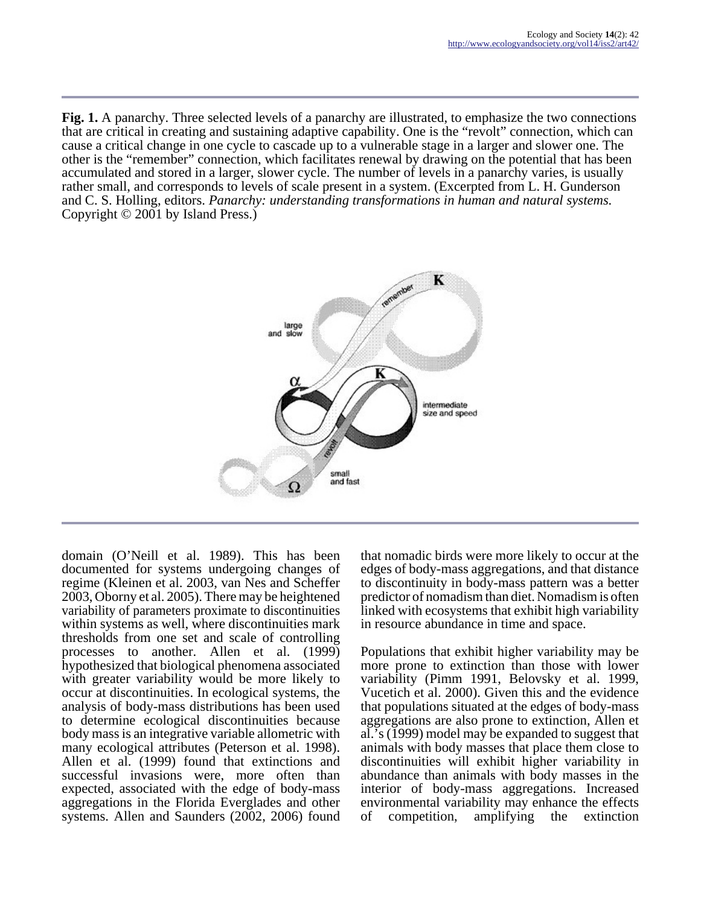**Fig. 1.** A panarchy. Three selected levels of a panarchy are illustrated, to emphasize the two connections that are critical in creating and sustaining adaptive capability. One is the “revolt” connection, which can cause a critical change in one cycle to cascade up to a vulnerable stage in a larger and slower one. The other is the “remember” connection, which facilitates renewal by drawing on the potential that has been accumulated and stored in a larger, slower cycle. The number of levels in a panarchy varies, is usually rather small, and corresponds to levels of scale present in a system. (Excerpted from L. H. Gunderson and C. S. Holling, editors. *Panarchy: understanding transformations in human and natural systems.* Copyright © 2001 by Island Press.)

domain (O’Neill et al. 1989). This has been documented for systems undergoing changes of regime (Kleinen et al. 2003, van Nes and Scheffer 2003, Oborny et al. 2005). There may be heightened variability of parameters proximate to discontinuities within systems as well, where discontinuities mark thresholds from one set and scale of controlling processes to another. Allen et al. (1999) hypothesized that biological phenomena associated with greater variability would be more likely to occur at discontinuities. In ecological systems, the analysis of body-mass distributions has been used to determine ecological discontinuities because body mass is an integrative variable allometric with many ecological attributes (Peterson et al. 1998). Allen et al. (1999) found that extinctions and successful invasions were, more often than expected, associated with the edge of body-mass aggregations in the Florida Everglades and other systems. Allen and Saunders (2002, 2006) found that nomadic birds were more likely to occur at the edges of body-mass aggregations, and that distance to discontinuity in body-mass pattern was a better predictor of nomadism than diet. Nomadism is often linked with ecosystems that exhibit high variability in resource abundance in time and space.

Populations that exhibit higher variability may be more prone to extinction than those with lower variability (Pimm 1991, Belovsky et al. 1999, Vucetich et al. 2000). Given this and the evidence that populations situated at the edges of body-mass aggregations are also prone to extinction, Allen et al.’s (1999) model may be expanded to suggest that animals with body masses that place them close to discontinuities will exhibit higher variability in abundance than animals with body masses in the interior of body-mass aggregations. Increased environmental variability may enhance the effects of competition, amplifying the extinction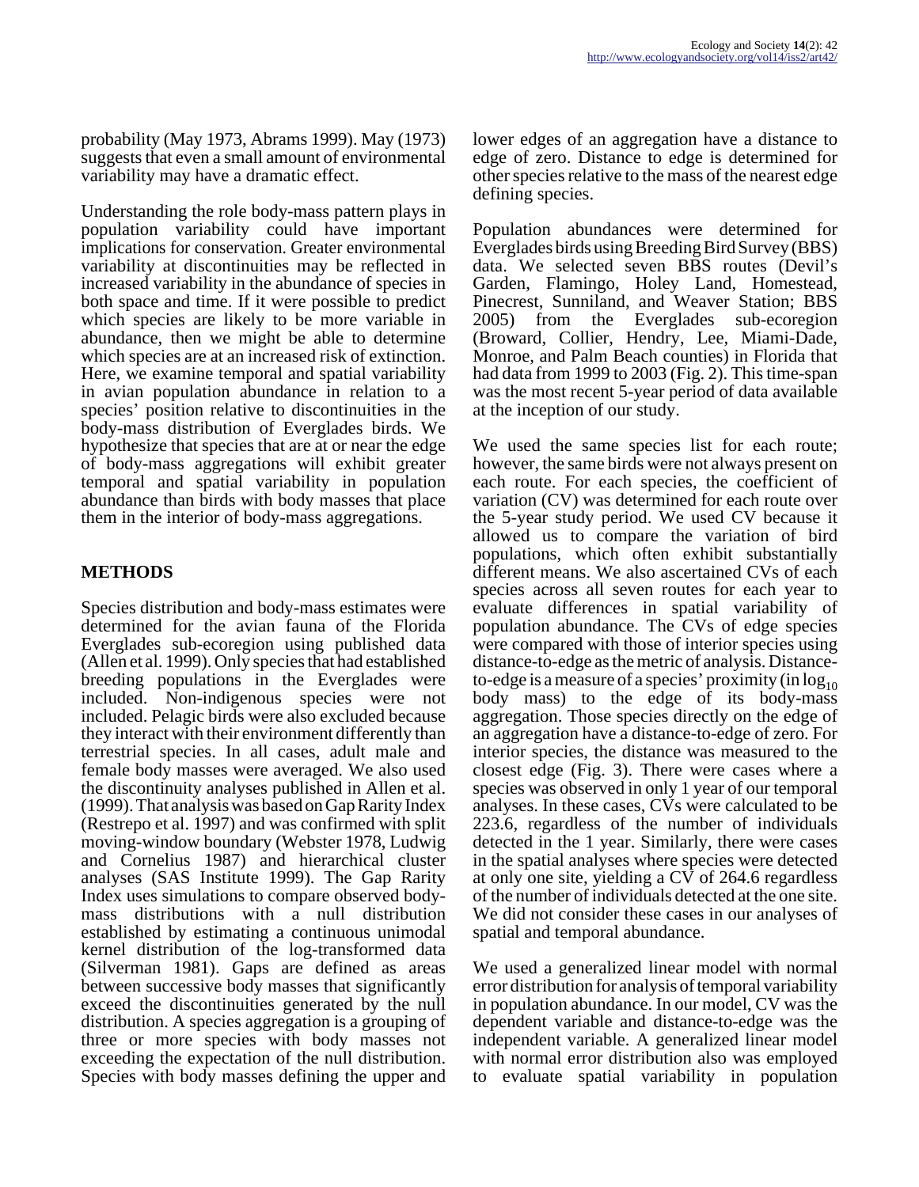probability (May 1973, Abrams 1999). May (1973) suggests that even a small amount of environmental variability may have a dramatic effect.

Understanding the role body-mass pattern plays in population variability could have important implications for conservation. Greater environmental variability at discontinuities may be reflected in increased variability in the abundance of species in both space and time. If it were possible to predict which species are likely to be more variable in abundance, then we might be able to determine which species are at an increased risk of extinction. Here, we examine temporal and spatial variability in avian population abundance in relation to a species' position relative to discontinuities in the body-mass distribution of Everglades birds. We hypothesize that species that are at or near the edge of body-mass aggregations will exhibit greater temporal and spatial variability in population abundance than birds with body masses that place them in the interior of body-mass aggregations.

## METHODS

Species distribution and body-mass estimates were determined for the avian fauna of the Florida Everglades sub-ecoregion using published data (Allen et al. 1999). Only species that had established breeding populations in the Everglades were included. Non-indigenous species were not included. Pelagic birds were also excluded because they interact with their environment differently than terrestrial species. In all cases, adult male and female body masses were averaged. We also used the discontinuity analyses published in Allen et al. (1999). That analysis was based on Gap Rarity Index (Restrepo et al. 1997) and was confirmed with split moving-window boundary (Webster 1978, Ludwig and Cornelius 1987) and hierarchical cluster analyses (SAS Institute 1999). The Gap Rarity Index uses simulations to compare observed body-mass distributions with a null distribution established by estimating a continuous unimodal kernel distribution of the log-transformed data (Silverman 1981). Gaps are defined as areas between successive body masses that significantly exceed the discontinuities generated by the null distribution. A species aggregation is a grouping of three or more species with body masses not exceeding the expectation of the null distribution. Species with body masses defining the upper and lower edges of an aggregation have a distance to edge of zero. Distance to edge is determined for other species relative to the mass of the nearest edge defining species.

Population abundances were determined for Everglades birds using Breeding Bird Survey (BBS) data. We selected seven BBS routes (Devil's Garden, Flamingo, Holey Land, Homestead, Pinecrest, Sunniland, and Weaver Station; BBS 2005) from the Everglades sub-ecoregion (Broward, Collier, Hendry, Lee, Miami-Dade, Monroe, and Palm Beach counties) in Florida that had data from 1999 to 2003 (Fig. 2). This time-span was the most recent 5-year period of data available at the inception of our study.

We used the same species list for each route; however, the same birds were not always present on each route. For each species, the coefficient of variation (CV) was determined for each route over the 5-year study period. We used CV because it allowed us to compare the variation of bird populations, which often exhibit substantially different means. We also ascertained CVs of each species across all seven routes for each year to evaluate differences in spatial variability of population abundance. The CVs of edge species were compared with those of interior species using distance-to-edge as the metric of analysis. Distance-to-edge is a measure of a species' proximity (in $\log_{10}$ body mass) to the edge of its body-mass aggregation. Those species directly on the edge of an aggregation have a distance-to-edge of zero. For interior species, the distance was measured to the closest edge (Fig. 3). There were cases where a species was observed in only 1 year of our temporal analyses. In these cases, CVs were calculated to be 223.6, regardless of the number of individuals detected in the 1 year. Similarly, there were cases in the spatial analyses where species were detected at only one site, yielding a CV of 264.6 regardless of the number of individuals detected at the one site. We did not consider these cases in our analyses of spatial and temporal abundance.

We used a generalized linear model with normal error distribution for analysis of temporal variability in population abundance. In our model, CV was the dependent variable and distance-to-edge was the independent variable. A generalized linear model with normal error distribution also was employed to evaluate spatial variability in population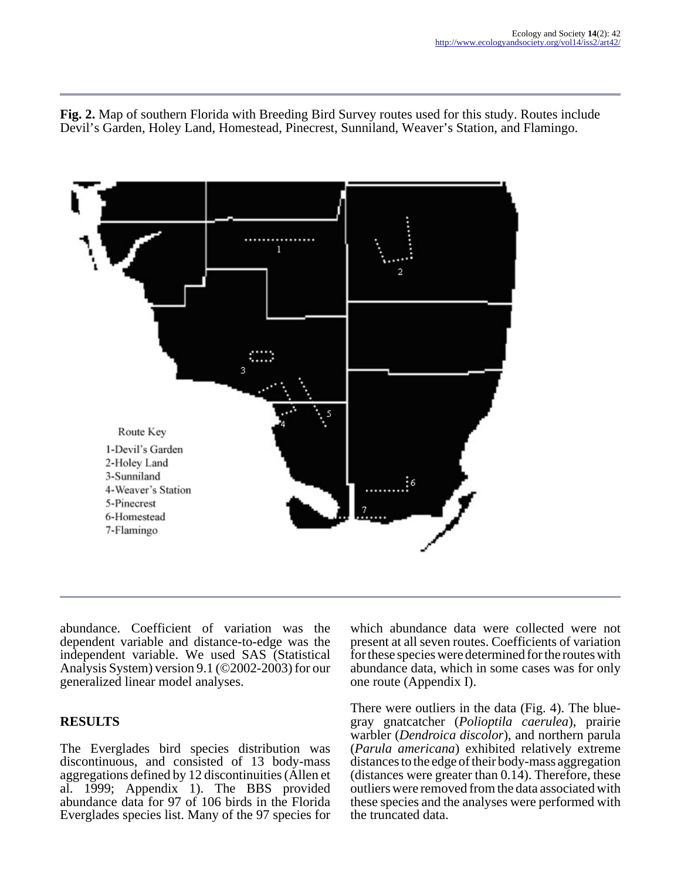**Fig. 2.** Map of southern Florida with Breeding Bird Survey routes used for this study. Routes include Devil's Garden, Holey Land, Homestead, Pinecrest, Sunniland, Weaver's Station, and Flamingo.

abundance. Coefficient of variation was the dependent variable and distance-to-edge was the independent variable. We used SAS (Statistical Analysis System) version 9.1 (©2002-2003) for our generalized linear model analyses.

## RESULTS

The Everglades bird species distribution was discontinuous, and consisted of 13 body-mass aggregations defined by 12 discontinuities (Allen et al. 1999; Appendix 1). The BBS provided abundance data for 97 of 106 birds in the Florida Everglades species list. Many of the 97 species for which abundance data were collected were not present at all seven routes. Coefficients of variation for these species were determined for the routes with abundance data, which in some cases was for only one route (Appendix I).

There were outliers in the data (Fig. 4). The blue-gray gnatcatcher (*Polioptila caerulea*), prairie warbler (*Dendroica discolor*), and northern parula (*Parula americana*) exhibited relatively extreme distances to the edge of their body-mass aggregation (distances were greater than 0.14). Therefore, these outliers were removed from the data associated with these species and the analyses were performed with the truncated data.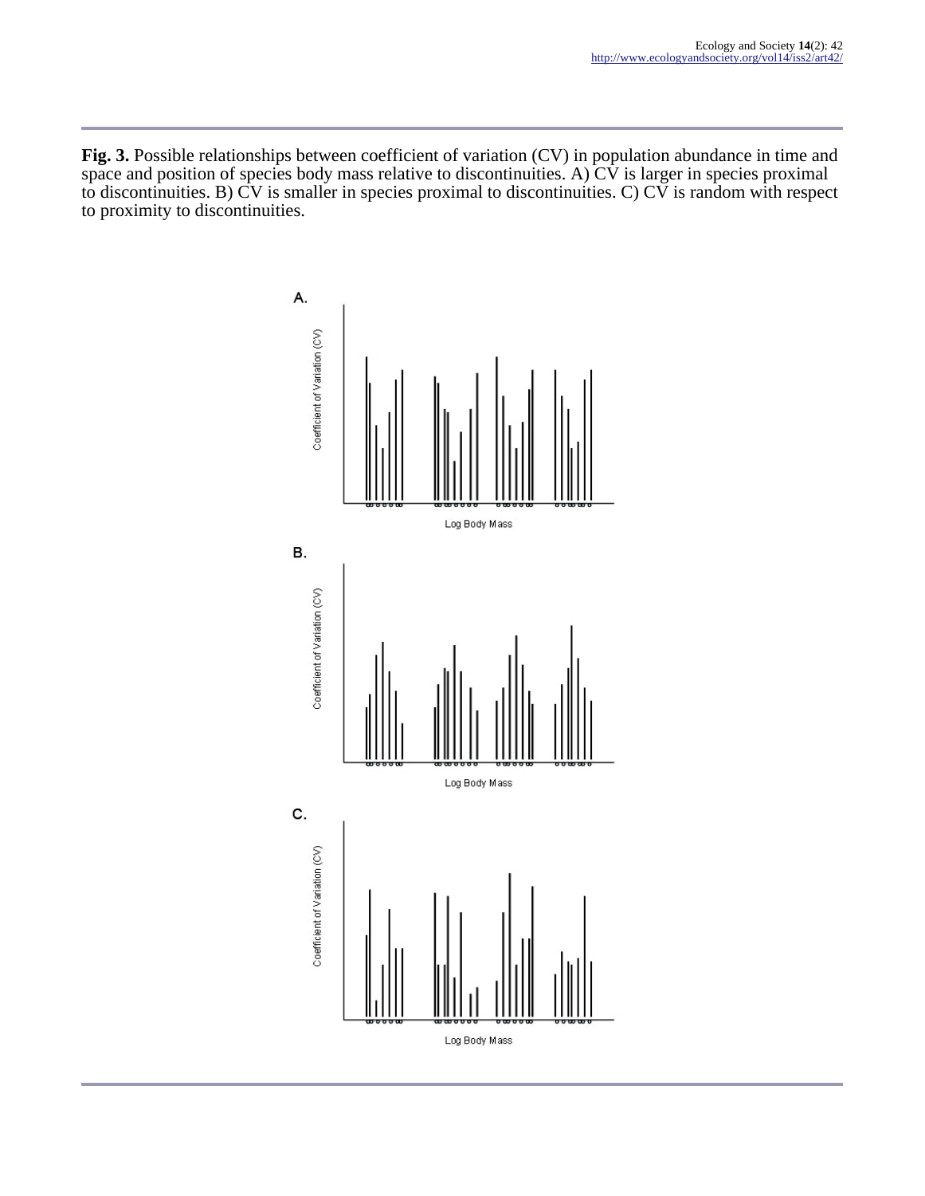**Fig. 3.** Possible relationships between coefficient of variation (CV) in population abundance in time and space and position of species body mass relative to discontinuities. A) CV is larger in species proximal to discontinuities. B) CV is smaller in species proximal to discontinuities. C) CV is random with respect to proximity to discontinuities.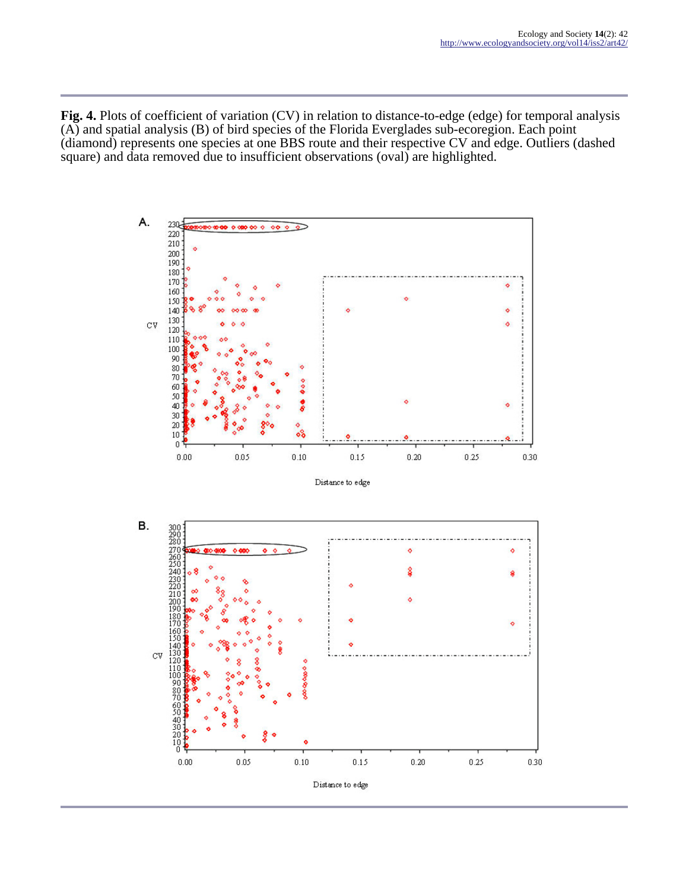**Fig. 4.** Plots of coefficient of variation (CV) in relation to distance-to-edge (edge) for temporal analysis (A) and spatial analysis (B) of bird species of the Florida Everglades sub-ecoregion. Each point (diamond) represents one species at one BBS route and their respective CV and edge. Outliers (dashed square) and data removed due to insufficient observations (oval) are highlighted.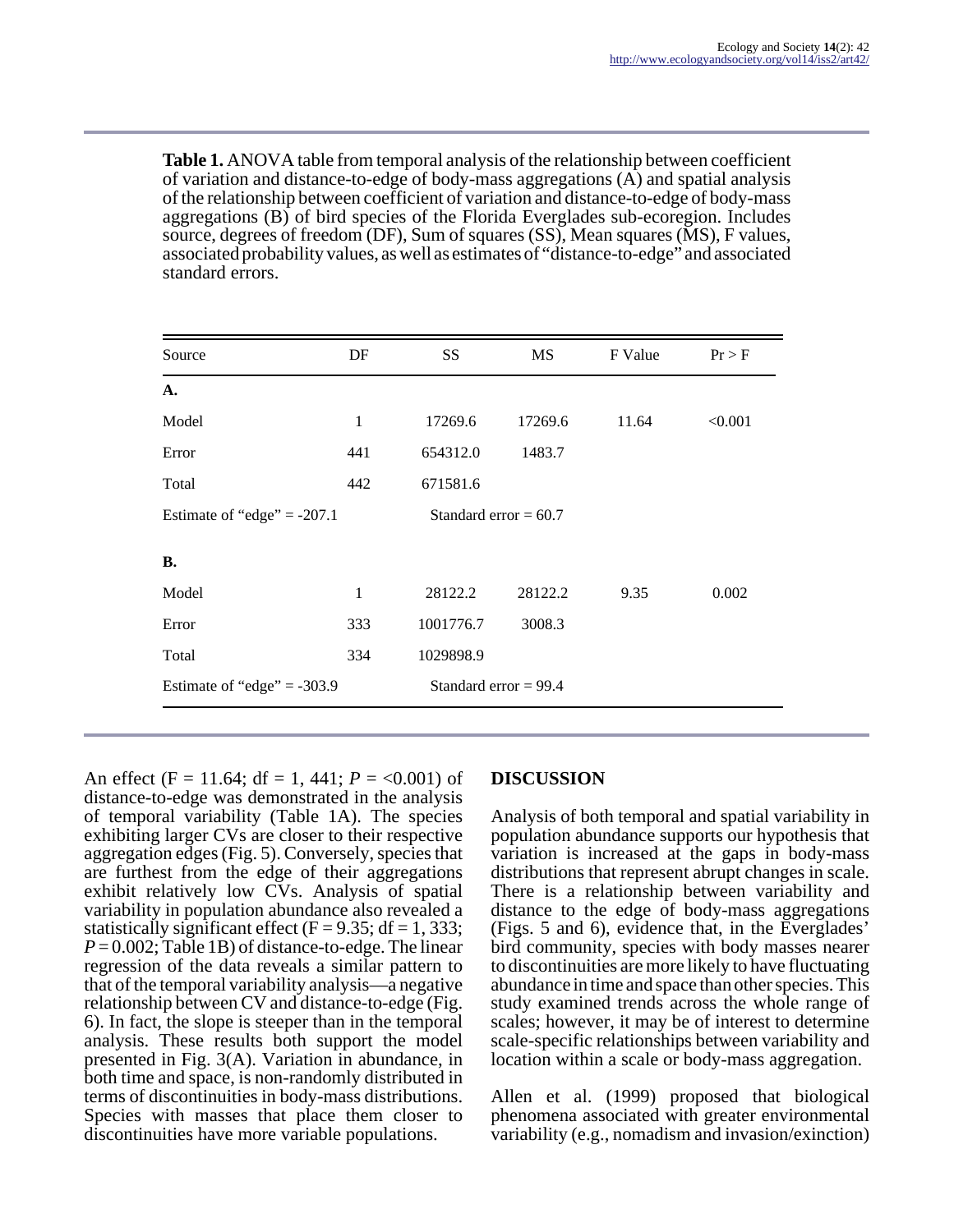**Table 1.** ANOVA table from temporal analysis of the relationship between coefficient of variation and distance-to-edge of body-mass aggregations (A) and spatial analysis of the relationship between coefficient of variation and distance-to-edge of body-mass aggregations (B) of bird species of the Florida Everglades sub-ecoregion. Includes source, degrees of freedom (DF), Sum of squares (SS), Mean squares (MS), F values, associated probability values, as well as estimates of "distance-to-edge" and associated standard errors.

| Source | DF | SS | MS | F Value | Pr > F |
|---|---|---|---|---|---|
| **A.** | | | | | |
| Model | 1 | 17269.6 | 17269.6 | 11.64 | <0.001 |
| Error | 441 | 654312.0 | 1483.7 | | |
| Total | 442 | 671581.6 | | | |
| Estimate of "edge" = -207.1 | | Standard error = 60.7 | | | |
| **B.** | | | | | |
| Model | 1 | 28122.2 | 28122.2 | 9.35 | 0.002 |
| Error | 333 | 1001776.7 | 3008.3 | | |
| Total | 334 | 1029898.9 | | | |
| Estimate of "edge" = -303.9 | | Standard error = 99.4 | | | |

An effect (F = 11.64; df = 1, 441; $P$ = <0.001) of distance-to-edge was demonstrated in the analysis of temporal variability (Table 1A). The species exhibiting larger CVs are closer to their respective aggregation edges (Fig. 5). Conversely, species that are furthest from the edge of their aggregations exhibit relatively low CVs. Analysis of spatial variability in population abundance also revealed a statistically significant effect (F = 9.35; df = 1, 333; $P$ = 0.002; Table 1B) of distance-to-edge. The linear regression of the data reveals a similar pattern to that of the temporal variability analysis—a negative relationship between CV and distance-to-edge (Fig. 6). In fact, the slope is steeper than in the temporal analysis. These results both support the model presented in Fig. 3(A). Variation in abundance, in both time and space, is non-randomly distributed in terms of discontinuities in body-mass distributions. Species with masses that place them closer to discontinuities have more variable populations.

## DISCUSSION

Analysis of both temporal and spatial variability in population abundance supports our hypothesis that variation is increased at the gaps in body-mass distributions that represent abrupt changes in scale. There is a relationship between variability and distance to the edge of body-mass aggregations (Figs. 5 and 6), evidence that, in the Everglades' bird community, species with body masses nearer to discontinuities are more likely to have fluctuating abundance in time and space than other species. This study examined trends across the whole range of scales; however, it may be of interest to determine scale-specific relationships between variability and location within a scale or body-mass aggregation.

Allen et al. (1999) proposed that biological phenomena associated with greater environmental variability (e.g., nomadism and invasion/exinction)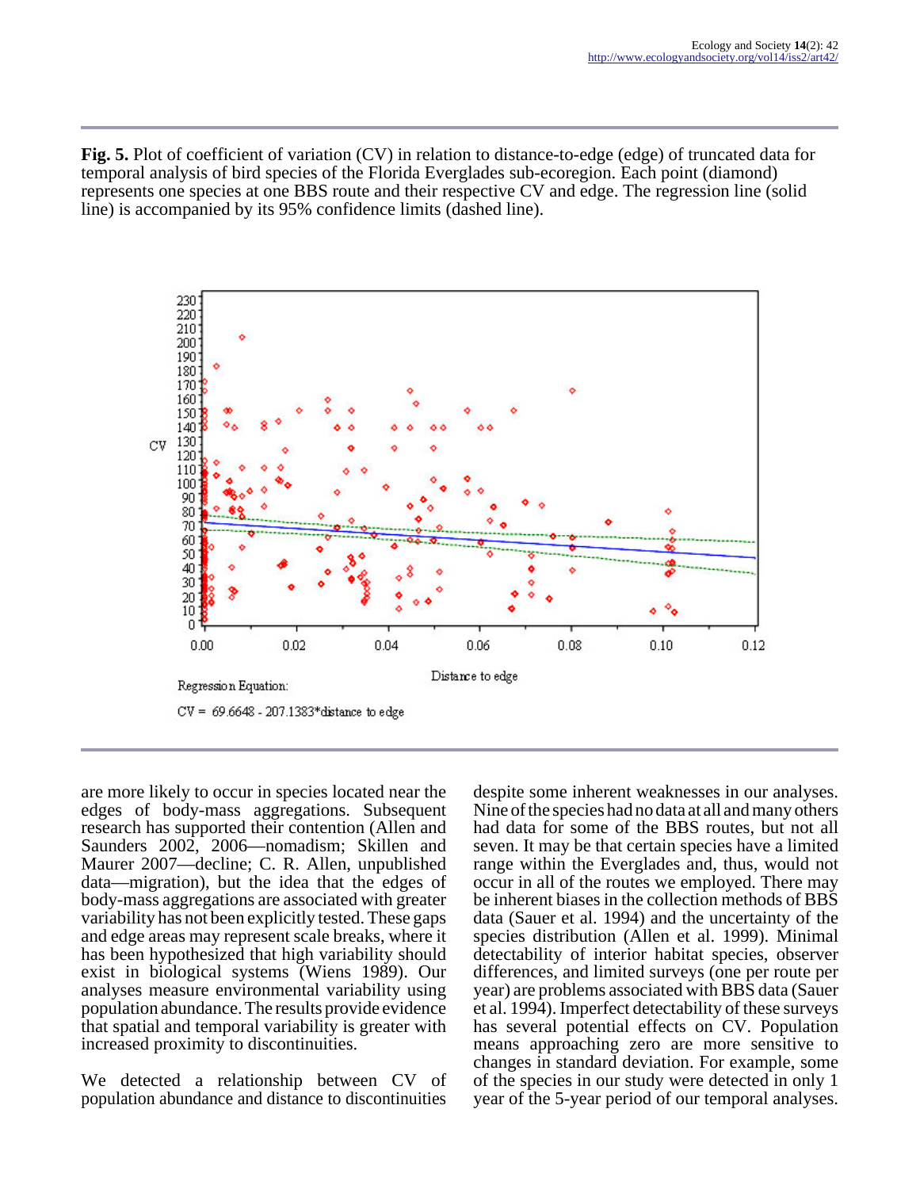**Fig. 5.** Plot of coefficient of variation (CV) in relation to distance-to-edge (edge) of truncated data for temporal analysis of bird species of the Florida Everglades sub-ecoregion. Each point (diamond) represents one species at one BBS route and their respective CV and edge. The regression line (solid line) is accompanied by its 95% confidence limits (dashed line).

Regression Equation:

CV = 69.6648 - 207.1383*distance to edge

are more likely to occur in species located near the edges of body-mass aggregations. Subsequent research has supported their contention (Allen and Saunders 2002, 2006—nomadism; Skillen and Maurer 2007—decline; C. R. Allen, unpublished data—migration), but the idea that the edges of body-mass aggregations are associated with greater variability has not been explicitly tested. These gaps and edge areas may represent scale breaks, where it has been hypothesized that high variability should exist in biological systems (Wiens 1989). Our analyses measure environmental variability using population abundance. The results provide evidence that spatial and temporal variability is greater with increased proximity to discontinuities.

We detected a relationship between CV of population abundance and distance to discontinuities despite some inherent weaknesses in our analyses. Nine of the species had no data at all and many others had data for some of the BBS routes, but not all seven. It may be that certain species have a limited range within the Everglades and, thus, would not occur in all of the routes we employed. There may be inherent biases in the collection methods of BBS data (Sauer et al. 1994) and the uncertainty of the species distribution (Allen et al. 1999). Minimal detectability of interior habitat species, observer differences, and limited surveys (one per route per year) are problems associated with BBS data (Sauer et al. 1994). Imperfect detectability of these surveys has several potential effects on CV. Population means approaching zero are more sensitive to changes in standard deviation. For example, some of the species in our study were detected in only 1 year of the 5-year period of our temporal analyses.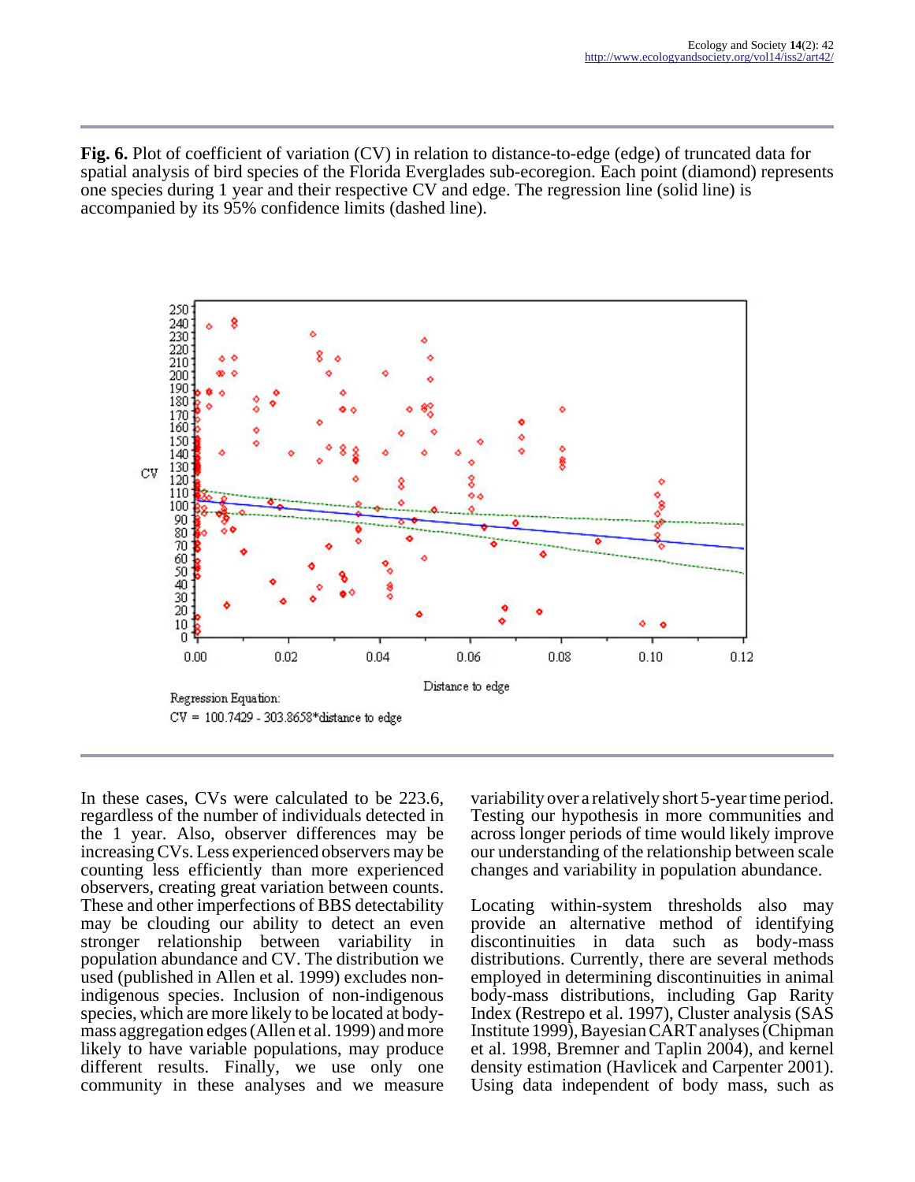**Fig. 6.** Plot of coefficient of variation (CV) in relation to distance-to-edge (edge) of truncated data for spatial analysis of bird species of the Florida Everglades sub-ecoregion. Each point (diamond) represents one species during 1 year and their respective CV and edge. The regression line (solid line) is accompanied by its 95% confidence limits (dashed line).

Regression Equation:
CV = 100.7429 - 303.8658*distance to edge

In these cases, CVs were calculated to be 223.6, regardless of the number of individuals detected in the 1 year. Also, observer differences may be increasing CVs. Less experienced observers may be counting less efficiently than more experienced observers, creating great variation between counts. These and other imperfections of BBS detectability may be clouding our ability to detect an even stronger relationship between variability in population abundance and CV. The distribution we used (published in Allen et al. 1999) excludes non-indigenous species. Inclusion of non-indigenous species, which are more likely to be located at body-mass aggregation edges (Allen et al. 1999) and more likely to have variable populations, may produce different results. Finally, we use only one community in these analyses and we measure variability over a relatively short 5-year time period. Testing our hypothesis in more communities and across longer periods of time would likely improve our understanding of the relationship between scale changes and variability in population abundance.

Locating within-system thresholds also may provide an alternative method of identifying discontinuities in data such as body-mass distributions. Currently, there are several methods employed in determining discontinuities in animal body-mass distributions, including Gap Rarity Index (Restrepo et al. 1997), Cluster analysis (SAS Institute 1999), Bayesian CART analyses (Chipman et al. 1998, Bremner and Taplin 2004), and kernel density estimation (Havlicek and Carpenter 2001). Using data independent of body mass, such as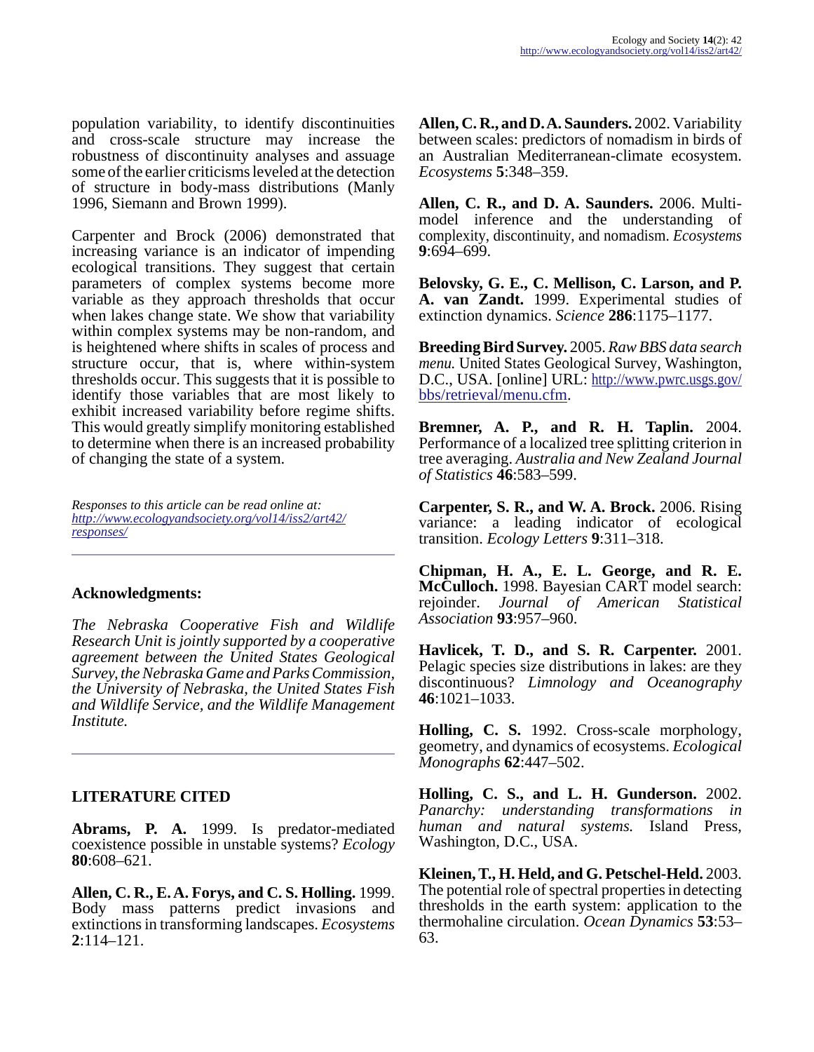population variability, to identify discontinuities and cross-scale structure may increase the robustness of discontinuity analyses and assuage some of the earlier criticisms leveled at the detection of structure in body-mass distributions (Manly 1996, Siemann and Brown 1999).

Carpenter and Brock (2006) demonstrated that increasing variance is an indicator of impending ecological transitions. They suggest that certain parameters of complex systems become more variable as they approach thresholds that occur when lakes change state. We show that variability within complex systems may be non-random, and is heightened where shifts in scales of process and structure occur, that is, where within-system thresholds occur. This suggests that it is possible to identify those variables that are most likely to exhibit increased variability before regime shifts. This would greatly simplify monitoring established to determine when there is an increased probability of changing the state of a system.

*Responses to this article can be read online at:* *http://www.ecologyandsociety.org/vol14/iss2/art42/responses/*

## Acknowledgments:

*The Nebraska Cooperative Fish and Wildlife Research Unit is jointly supported by a cooperative agreement between the United States Geological Survey, the Nebraska Game and Parks Commission, the University of Nebraska, the United States Fish and Wildlife Service, and the Wildlife Management Institute.*

## LITERATURE CITED

**Abrams, P. A.** 1999. Is predator-mediated coexistence possible in unstable systems? *Ecology* **80**:608–621.

**Allen, C. R., E. A. Forys, and C. S. Holling.** 1999. Body mass patterns predict invasions and extinctions in transforming landscapes. *Ecosystems* **2**:114–121.

**Allen, C. R., and D. A. Saunders.** 2002. Variability between scales: predictors of nomadism in birds of an Australian Mediterranean-climate ecosystem. *Ecosystems* **5**:348–359.

**Allen, C. R., and D. A. Saunders.** 2006. Multimodel inference and the understanding of complexity, discontinuity, and nomadism. *Ecosystems* **9**:694–699.

**Belovsky, G. E., C. Mellison, C. Larson, and P. A. van Zandt.** 1999. Experimental studies of extinction dynamics. *Science* **286**:1175–1177.

**Breeding Bird Survey.** 2005. *Raw BBS data search menu.* United States Geological Survey, Washington, D.C., USA. [online] URL: http://www.pwrc.usgs.gov/bbs/retrieval/menu.cfm.

**Bremner, A. P., and R. H. Taplin.** 2004. Performance of a localized tree splitting criterion in tree averaging. *Australia and New Zealand Journal of Statistics* **46**:583–599.

**Carpenter, S. R., and W. A. Brock.** 2006. Rising variance: a leading indicator of ecological transition. *Ecology Letters* **9**:311–318.

**Chipman, H. A., E. L. George, and R. E. McCulloch.** 1998. Bayesian CART model search: rejoinder. *Journal of American Statistical Association* **93**:957–960.

**Havlicek, T. D., and S. R. Carpenter.** 2001. Pelagic species size distributions in lakes: are they discontinuous? *Limnology and Oceanography* **46**:1021–1033.

**Holling, C. S.** 1992. Cross-scale morphology, geometry, and dynamics of ecosystems. *Ecological Monographs* **62**:447–502.

**Holling, C. S., and L. H. Gunderson.** 2002. *Panarchy: understanding transformations in human and natural systems.* Island Press, Washington, D.C., USA.

**Kleinen, T., H. Held, and G. Petschel-Held.** 2003. The potential role of spectral properties in detecting thresholds in the earth system: application to the thermohaline circulation. *Ocean Dynamics* **53**:53–63.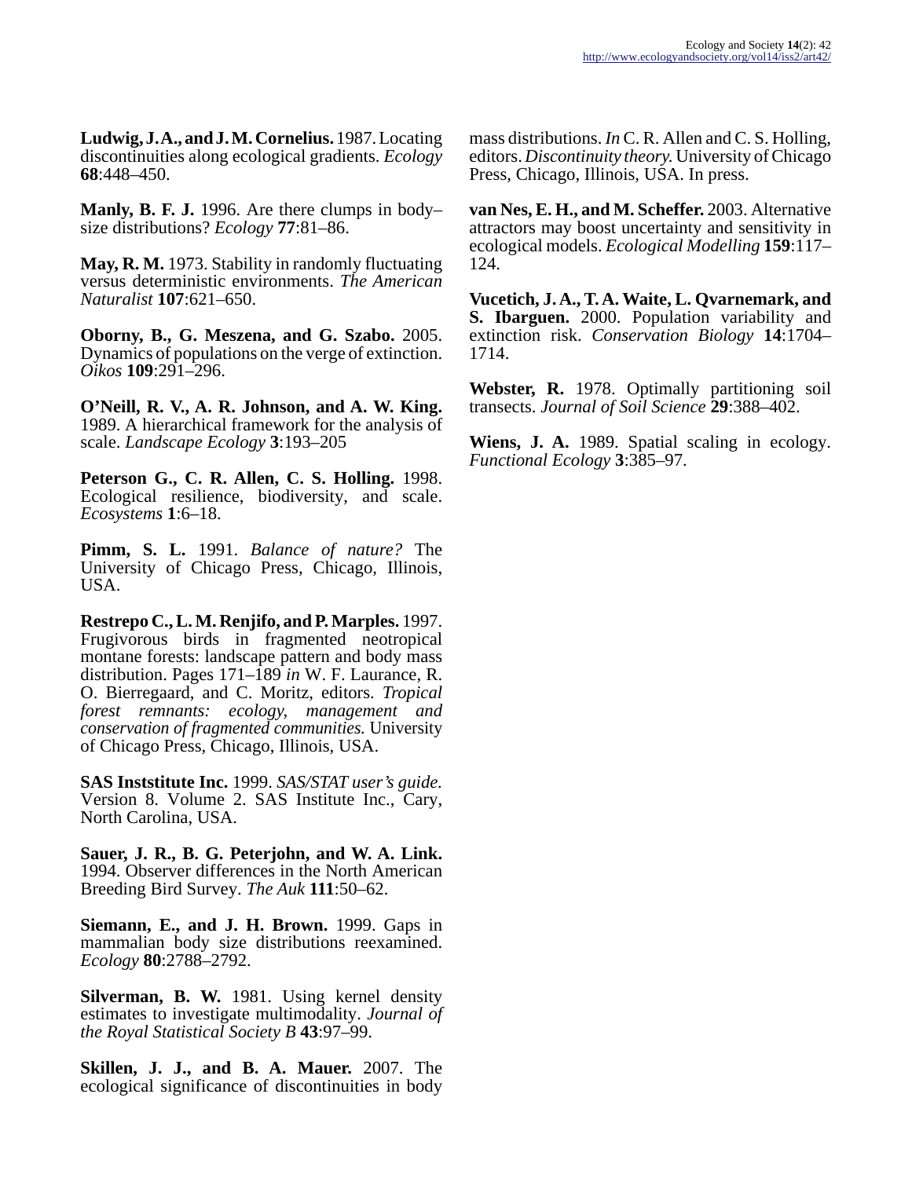**Ludwig, J. A., and J. M. Cornelius.** 1987. Locating discontinuities along ecological gradients. *Ecology* **68**:448–450.

**Manly, B. F. J.** 1996. Are there clumps in body–size distributions? *Ecology* **77**:81–86.

**May, R. M.** 1973. Stability in randomly fluctuating versus deterministic environments. *The American Naturalist* **107**:621–650.

**Oborny, B., G. Meszena, and G. Szabo.** 2005. Dynamics of populations on the verge of extinction. *Oikos* **109**:291–296.

**O'Neill, R. V., A. R. Johnson, and A. W. King.** 1989. A hierarchical framework for the analysis of scale. *Landscape Ecology* **3**:193–205

**Peterson G., C. R. Allen, C. S. Holling.** 1998. Ecological resilience, biodiversity, and scale. *Ecosystems* **1**:6–18.

**Pimm, S. L.** 1991. *Balance of nature?* The University of Chicago Press, Chicago, Illinois, USA.

**Restrepo C., L. M. Renjifo, and P. Marples.** 1997. Frugivorous birds in fragmented neotropical montane forests: landscape pattern and body mass distribution. Pages 171–189 *in* W. F. Laurance, R. O. Bierregaard, and C. Moritz, editors. *Tropical forest remnants: ecology, management and conservation of fragmented communities.* University of Chicago Press, Chicago, Illinois, USA.

**SAS Inststitute Inc.** 1999. *SAS/STAT user's guide.* Version 8. Volume 2. SAS Institute Inc., Cary, North Carolina, USA.

**Sauer, J. R., B. G. Peterjohn, and W. A. Link.** 1994. Observer differences in the North American Breeding Bird Survey. *The Auk* **111**:50–62.

**Siemann, E., and J. H. Brown.** 1999. Gaps in mammalian body size distributions reexamined. *Ecology* **80**:2788–2792.

**Silverman, B. W.** 1981. Using kernel density estimates to investigate multimodality. *Journal of the Royal Statistical Society B* **43**:97–99.

**Skillen, J. J., and B. A. Mauer.** 2007. The ecological significance of discontinuities in body mass distributions. *In* C. R. Allen and C. S. Holling, editors. *Discontinuity theory.* University of Chicago Press, Chicago, Illinois, USA. In press.

**van Nes, E. H., and M. Scheffer.** 2003. Alternative attractors may boost uncertainty and sensitivity in ecological models. *Ecological Modelling* **159**:117–124.

**Vucetich, J. A., T. A. Waite, L. Qvarnemark, and S. Ibarguen.** 2000. Population variability and extinction risk. *Conservation Biology* **14**:1704–1714.

**Webster, R.** 1978. Optimally partitioning soil transects. *Journal of Soil Science* **29**:388–402.

**Wiens, J. A.** 1989. Spatial scaling in ecology. *Functional Ecology* **3**:385–97.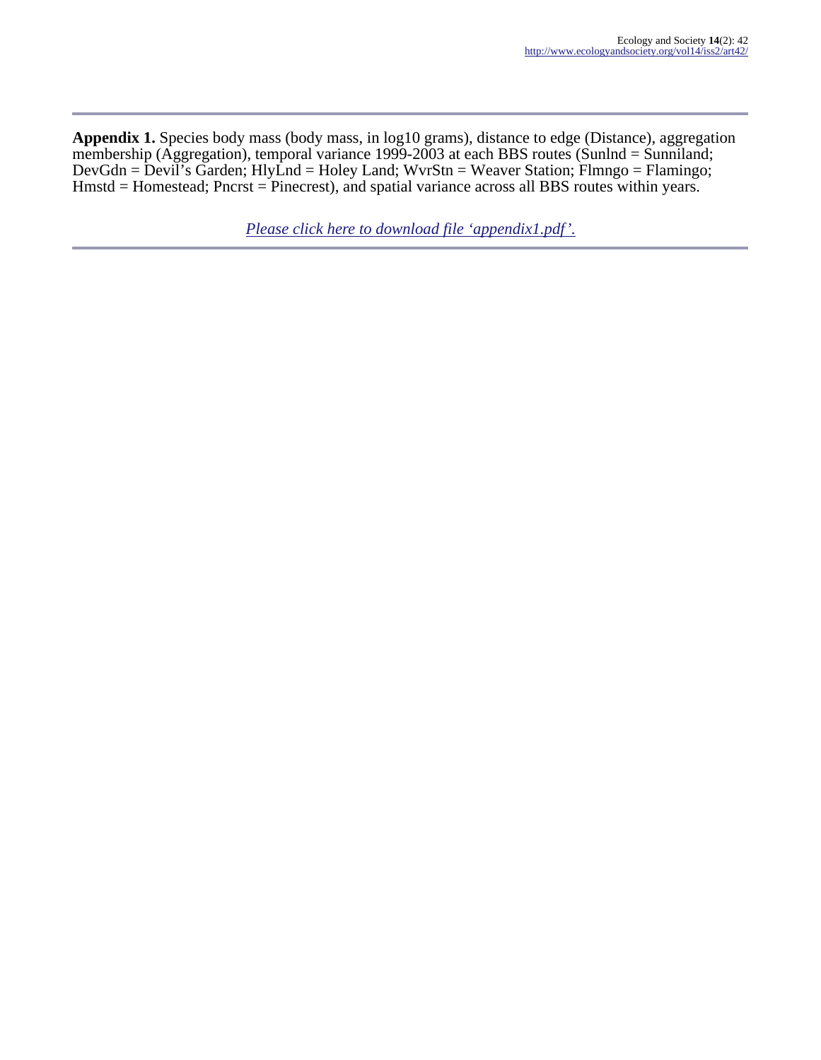**Appendix 1.** Species body mass (body mass, in log10 grams), distance to edge (Distance), aggregation membership (Aggregation), temporal variance 1999-2003 at each BBS routes (Sunlnd = Sunniland; DevGdn = Devil's Garden; HlyLnd = Holey Land; WvrStn = Weaver Station; Flmngo = Flamingo; Hmstd = Homestead; Pncrst = Pinecrest), and spatial variance across all BBS routes within years.

*Please click here to download file 'appendix1.pdf'.*